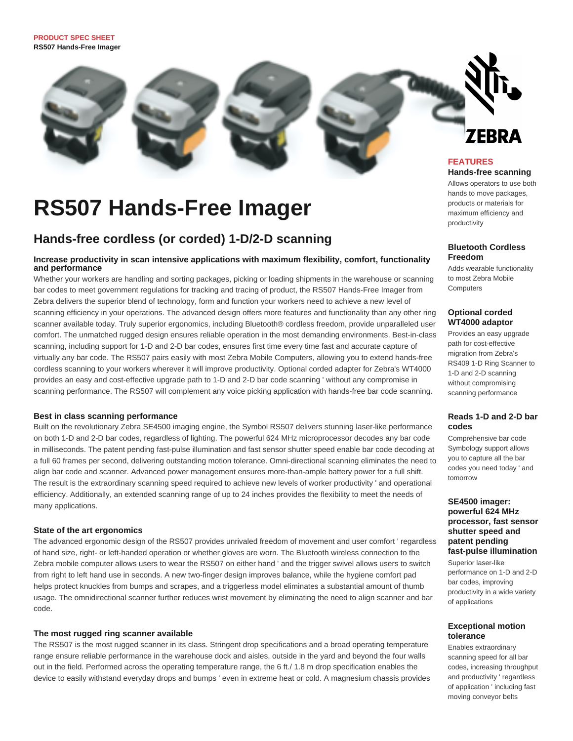PRODUCT SPEC SHEET
**RS507 Hands-Free Imager**

# RS507 Hands-Free Imager

## Hands-free cordless (or corded) 1-D/2-D scanning

### Increase productivity in scan intensive applications with maximum flexibility, comfort, functionality and performance

Whether your workers are handling and sorting packages, picking or loading shipments in the warehouse or scanning bar codes to meet government regulations for tracking and tracing of product, the RS507 Hands-Free Imager from Zebra delivers the superior blend of technology, form and function your workers need to achieve a new level of scanning efficiency in your operations. The advanced design offers more features and functionality than any other ring scanner available today. Truly superior ergonomics, including Bluetooth® cordless freedom, provide unparalleled user comfort. The unmatched rugged design ensures reliable operation in the most demanding environments. Best-in-class scanning, including support for 1-D and 2-D bar codes, ensures first time every time fast and accurate capture of virtually any bar code. The RS507 pairs easily with most Zebra Mobile Computers, allowing you to extend hands-free cordless scanning to your workers wherever it will improve productivity. Optional corded adapter for Zebra's WT4000 provides an easy and cost-effective upgrade path to 1-D and 2-D bar code scanning ' without any compromise in scanning performance. The RS507 will complement any voice picking application with hands-free bar code scanning.

### Best in class scanning performance

Built on the revolutionary Zebra SE4500 imaging engine, the Symbol RS507 delivers stunning laser-like performance on both 1-D and 2-D bar codes, regardless of lighting. The powerful 624 MHz microprocessor decodes any bar code in milliseconds. The patent pending fast-pulse illumination and fast sensor shutter speed enable bar code decoding at a full 60 frames per second, delivering outstanding motion tolerance. Omni-directional scanning eliminates the need to align bar code and scanner. Advanced power management ensures more-than-ample battery power for a full shift. The result is the extraordinary scanning speed required to achieve new levels of worker productivity ' and operational efficiency. Additionally, an extended scanning range of up to 24 inches provides the flexibility to meet the needs of many applications.

### State of the art ergonomics

The advanced ergonomic design of the RS507 provides unrivaled freedom of movement and user comfort ' regardless of hand size, right- or left-handed operation or whether gloves are worn. The Bluetooth wireless connection to the Zebra mobile computer allows users to wear the RS507 on either hand ' and the trigger swivel allows users to switch from right to left hand use in seconds. A new two-finger design improves balance, while the hygiene comfort pad helps protect knuckles from bumps and scrapes, and a triggerless model eliminates a substantial amount of thumb usage. The omnidirectional scanner further reduces wrist movement by eliminating the need to align scanner and bar code.

### The most rugged ring scanner available

The RS507 is the most rugged scanner in its class. Stringent drop specifications and a broad operating temperature range ensure reliable performance in the warehouse dock and aisles, outside in the yard and beyond the four walls out in the field. Performed across the operating temperature range, the 6 ft./ 1.8 m drop specification enables the device to easily withstand everyday drops and bumps ' even in extreme heat or cold. A magnesium chassis provides

## FEATURES

**Hands-free scanning**
Allows operators to use both hands to move packages, products or materials for maximum efficiency and productivity

**Bluetooth Cordless Freedom**
Adds wearable functionality to most Zebra Mobile Computers

**Optional corded WT4000 adaptor**
Provides an easy upgrade path for cost-effective migration from Zebra's RS409 1-D Ring Scanner to 1-D and 2-D scanning without compromising scanning performance

**Reads 1-D and 2-D bar codes**
Comprehensive bar code Symbology support allows you to capture all the bar codes you need today ' and tomorrow

**SE4500 imager: powerful 624 MHz processor, fast sensor shutter speed and patent pending fast-pulse illumination**
Superior laser-like performance on 1-D and 2-D bar codes, improving productivity in a wide variety of applications

**Exceptional motion tolerance**
Enables extraordinary scanning speed for all bar codes, increasing throughput and productivity ' regardless of application ' including fast moving conveyor belts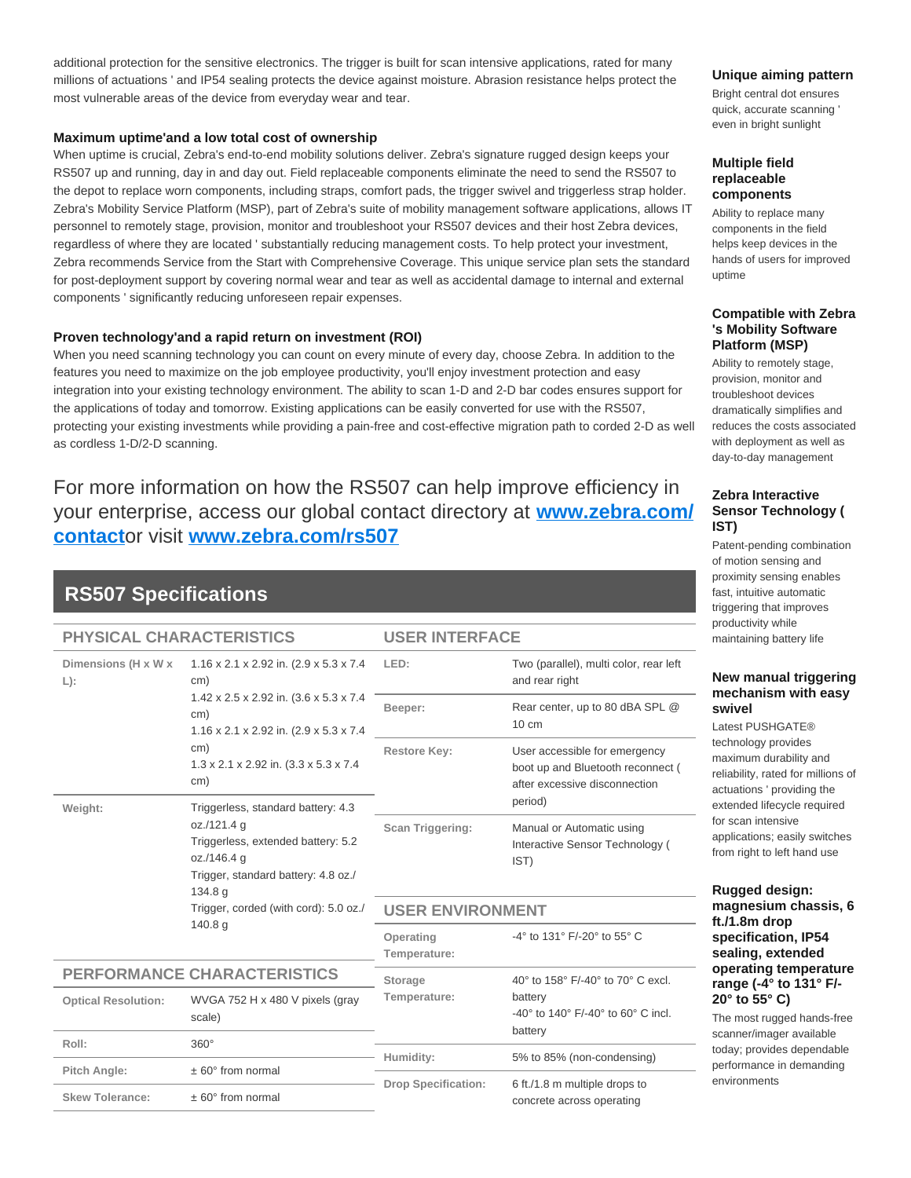additional protection for the sensitive electronics. The trigger is built for scan intensive applications, rated for many millions of actuations ' and IP54 sealing protects the device against moisture. Abrasion resistance helps protect the most vulnerable areas of the device from everyday wear and tear.

**Maximum uptime'and a low total cost of ownership**

When uptime is crucial, Zebra's end-to-end mobility solutions deliver. Zebra's signature rugged design keeps your RS507 up and running, day in and day out. Field replaceable components eliminate the need to send the RS507 to the depot to replace worn components, including straps, comfort pads, the trigger swivel and triggerless strap holder. Zebra's Mobility Service Platform (MSP), part of Zebra's suite of mobility management software applications, allows IT personnel to remotely stage, provision, monitor and troubleshoot your RS507 devices and their host Zebra devices, regardless of where they are located ' substantially reducing management costs. To help protect your investment, Zebra recommends Service from the Start with Comprehensive Coverage. This unique service plan sets the standard for post-deployment support by covering normal wear and tear as well as accidental damage to internal and external components ' significantly reducing unforeseen repair expenses.

**Proven technology'and a rapid return on investment (ROI)**

When you need scanning technology you can count on every minute of every day, choose Zebra. In addition to the features you need to maximize on the job employee productivity, you'll enjoy investment protection and easy integration into your existing technology environment. The ability to scan 1-D and 2-D bar codes ensures support for the applications of today and tomorrow. Existing applications can be easily converted for use with the RS507, protecting your existing investments while providing a pain-free and cost-effective migration path to corded 2-D as well as cordless 1-D/2-D scanning.

For more information on how the RS507 can help improve efficiency in your enterprise, access our global contact directory at **www.zebra.com/contact**or visit **www.zebra.com/rs507**

**Unique aiming pattern**

Bright central dot ensures quick, accurate scanning ' even in bright sunlight

**Multiple field replaceable components**

Ability to replace many components in the field helps keep devices in the hands of users for improved uptime

**Compatible with Zebra 's Mobility Software Platform (MSP)**

Ability to remotely stage, provision, monitor and troubleshoot devices dramatically simplifies and reduces the costs associated with deployment as well as day-to-day management

**Zebra Interactive Sensor Technology ( IST)**

Patent-pending combination of motion sensing and proximity sensing enables fast, intuitive automatic triggering that improves productivity while maintaining battery life

**New manual triggering mechanism with easy swivel**

Latest PUSHGATE® technology provides maximum durability and reliability, rated for millions of actuations ' providing the extended lifecycle required for scan intensive applications; easily switches from right to left hand use

**Rugged design: magnesium chassis, 6 ft./1.8m drop specification, IP54 sealing, extended operating temperature range (-4° to 131° F/-20° to 55° C)**

The most rugged hands-free scanner/imager available today; provides dependable performance in demanding environments

## RS507 Specifications

### PHYSICAL CHARACTERISTICS

| | |
|---|---|
| Dimensions (H x W x L): | 1.16 x 2.1 x 2.92 in. (2.9 x 5.3 x 7.4 cm)<br>1.42 x 2.5 x 2.92 in. (3.6 x 5.3 x 7.4 cm)<br>1.16 x 2.1 x 2.92 in. (2.9 x 5.3 x 7.4 cm)<br>1.3 x 2.1 x 2.92 in. (3.3 x 5.3 x 7.4 cm) |
| Weight: | Triggerless, standard battery: 4.3 oz./121.4 g<br>Triggerless, extended battery: 5.2 oz./146.4 g<br>Trigger, standard battery: 4.8 oz./134.8 g<br>Trigger, corded (with cord): 5.0 oz./140.8 g |

### PERFORMANCE CHARACTERISTICS

| | |
|---|---|
| Optical Resolution: | WVGA 752 H x 480 V pixels (gray scale) |
| Roll: | 360° |
| Pitch Angle: | ± 60° from normal |
| Skew Tolerance: | ± 60° from normal |

### USER INTERFACE

| | |
|---|---|
| LED: | Two (parallel), multi color, rear left and rear right |
| Beeper: | Rear center, up to 80 dBA SPL @ 10 cm |
| Restore Key: | User accessible for emergency boot up and Bluetooth reconnect ( after excessive disconnection period) |
| Scan Triggering: | Manual or Automatic using Interactive Sensor Technology ( IST) |

### USER ENVIRONMENT

| | |
|---|---|
| Operating Temperature: | -4° to 131° F/-20° to 55° C |
| Storage Temperature: | 40° to 158° F/-40° to 70° C excl. battery<br>-40° to 140° F/-40° to 60° C incl. battery |
| Humidity: | 5% to 85% (non-condensing) |
| Drop Specification: | 6 ft./1.8 m multiple drops to concrete across operating |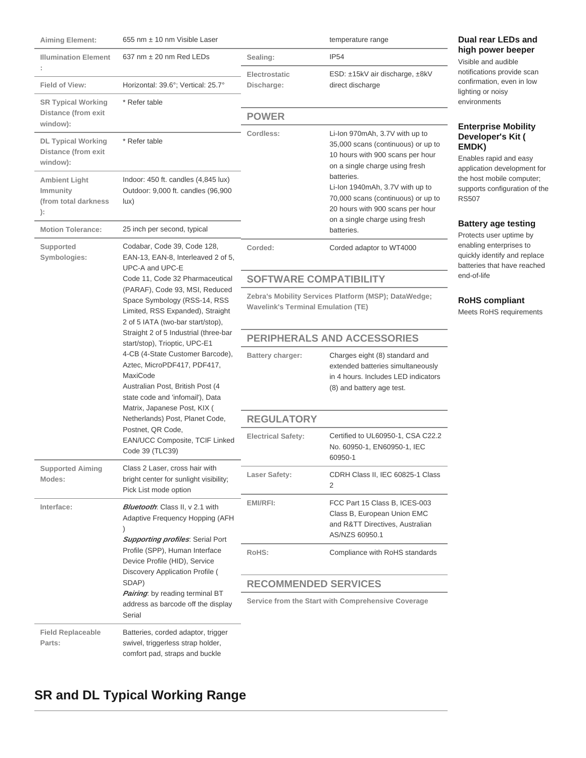| | |
|---|---|
| Aiming Element: | 655 nm ± 10 nm Visible Laser |
| Illumination Element : | 637 nm ± 20 nm Red LEDs |
| Field of View: | Horizontal: 39.6°; Vertical: 25.7° |
| SR Typical Working Distance (from exit window): | * Refer table |
| DL Typical Working Distance (from exit window): | * Refer table |
| Ambient Light Immunity (from total darkness ): | Indoor: 450 ft. candles (4,845 lux) Outdoor: 9,000 ft. candles (96,900 lux) |
| Motion Tolerance: | 25 inch per second, typical |
| Supported Symbologies: | Codabar, Code 39, Code 128, EAN-13, EAN-8, Interleaved 2 of 5, UPC-A and UPC-E<br>Code 11, Code 32 Pharmaceutical (PARAF), Code 93, MSI, Reduced Space Symbology (RSS-14, RSS Limited, RSS Expanded), Straight 2 of 5 IATA (two-bar start/stop), Straight 2 of 5 Industrial (three-bar start/stop), Trioptic, UPC-E1<br>4-CB (4-State Customer Barcode), Aztec, MicroPDF417, PDF417, MaxiCode<br>Australian Post, British Post (4 state code and 'infomail'), Data Matrix, Japanese Post, KIX ( Netherlands) Post, Planet Code, Postnet, QR Code,<br>EAN/UCC Composite, TCIF Linked Code 39 (TLC39) |
| Supported Aiming Modes: | Class 2 Laser, cross hair with bright center for sunlight visibility; Pick List mode option |
| Interface: | ***Bluetooth***: Class II, v 2.1 with Adaptive Frequency Hopping (AFH )<br>***Supporting profiles***: Serial Port Profile (SPP), Human Interface Device Profile (HID), Service Discovery Application Profile ( SDAP)<br>***Pairing***: by reading terminal BT address as barcode off the display Serial |
| Field Replaceable Parts: | Batteries, corded adaptor, trigger swivel, triggerless strap holder, comfort pad, straps and buckle |

| | |
|---|---|
| | temperature range |
| Sealing: | IP54 |
| Electrostatic Discharge: | ESD: ±15kV air discharge, ±8kV direct discharge |

## POWER

| | |
|---|---|
| Cordless: | Li-Ion 970mAh, 3.7V with up to 35,000 scans (continuous) or up to 10 hours with 900 scans per hour on a single charge using fresh batteries.<br>Li-Ion 1940mAh, 3.7V with up to 70,000 scans (continuous) or up to 20 hours with 900 scans per hour on a single charge using fresh batteries. |
| Corded: | Corded adaptor to WT4000 |

## SOFTWARE COMPATIBILITY

**Zebra's Mobility Services Platform (MSP); DataWedge; Wavelink's Terminal Emulation (TE)**

## PERIPHERALS AND ACCESSORIES

| | |
|---|---|
| Battery charger: | Charges eight (8) standard and extended batteries simultaneously in 4 hours. Includes LED indicators (8) and battery age test. |

## REGULATORY

| | |
|---|---|
| Electrical Safety: | Certified to UL60950-1, CSA C22.2 No. 60950-1, EN60950-1, IEC 60950-1 |
| Laser Safety: | CDRH Class II, IEC 60825-1 Class 2 |
| EMI/RFI: | FCC Part 15 Class B, ICES-003 Class B, European Union EMC and R&TT Directives, Australian AS/NZS 60950.1 |
| RoHS: | Compliance with RoHS standards |

## RECOMMENDED SERVICES

**Service from the Start with Comprehensive Coverage**

### Dual rear LEDs and high power beeper

Visible and audible notifications provide scan confirmation, even in low lighting or noisy environments

### Enterprise Mobility Developer's Kit ( EMDK)

Enables rapid and easy application development for the host mobile computer; supports configuration of the RS507

### Battery age testing

Protects user uptime by enabling enterprises to quickly identify and replace batteries that have reached end-of-life

### RoHS compliant

Meets RoHS requirements

## SR and DL Typical Working Range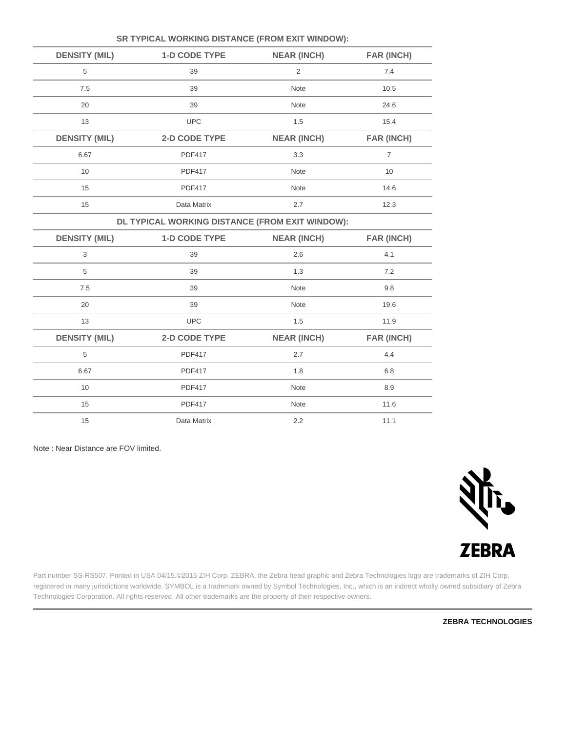## SR TYPICAL WORKING DISTANCE (FROM EXIT WINDOW):

| DENSITY (MIL) | 1-D CODE TYPE | NEAR (INCH) | FAR (INCH) |
|---|---|---|---|
| 5 | 39 | 2 | 7.4 |
| 7.5 | 39 | Note | 10.5 |
| 20 | 39 | Note | 24.6 |
| 13 | UPC | 1.5 | 15.4 |
| **DENSITY (MIL)** | **2-D CODE TYPE** | **NEAR (INCH)** | **FAR (INCH)** |
| 6.67 | PDF417 | 3.3 | 7 |
| 10 | PDF417 | Note | 10 |
| 15 | PDF417 | Note | 14.6 |
| 15 | Data Matrix | 2.7 | 12.3 |

## DL TYPICAL WORKING DISTANCE (FROM EXIT WINDOW):

| DENSITY (MIL) | 1-D CODE TYPE | NEAR (INCH) | FAR (INCH) |
|---|---|---|---|
| 3 | 39 | 2.6 | 4.1 |
| 5 | 39 | 1.3 | 7.2 |
| 7.5 | 39 | Note | 9.8 |
| 20 | 39 | Note | 19.6 |
| 13 | UPC | 1.5 | 11.9 |
| **DENSITY (MIL)** | **2-D CODE TYPE** | **NEAR (INCH)** | **FAR (INCH)** |
| 5 | PDF417 | 2.7 | 4.4 |
| 6.67 | PDF417 | 1.8 | 6.8 |
| 10 | PDF417 | Note | 8.9 |
| 15 | PDF417 | Note | 11.6 |
| 15 | Data Matrix | 2.2 | 11.1 |

Note : Near Distance are FOV limited.

ZEBRA

Part number SS-RS507. Printed in USA 04/15.©2015 ZIH Corp. ZEBRA, the Zebra head graphic and Zebra Technologies logo are trademarks of ZIH Corp, registered in many jurisdictions worldwide. SYMBOL is a trademark owned by Symbol Technologies, Inc., which is an indirect wholly owned subsidiary of Zebra Technologies Corporation. All rights reserved. All other trademarks are the property of their respective owners.

**ZEBRA TECHNOLOGIES**